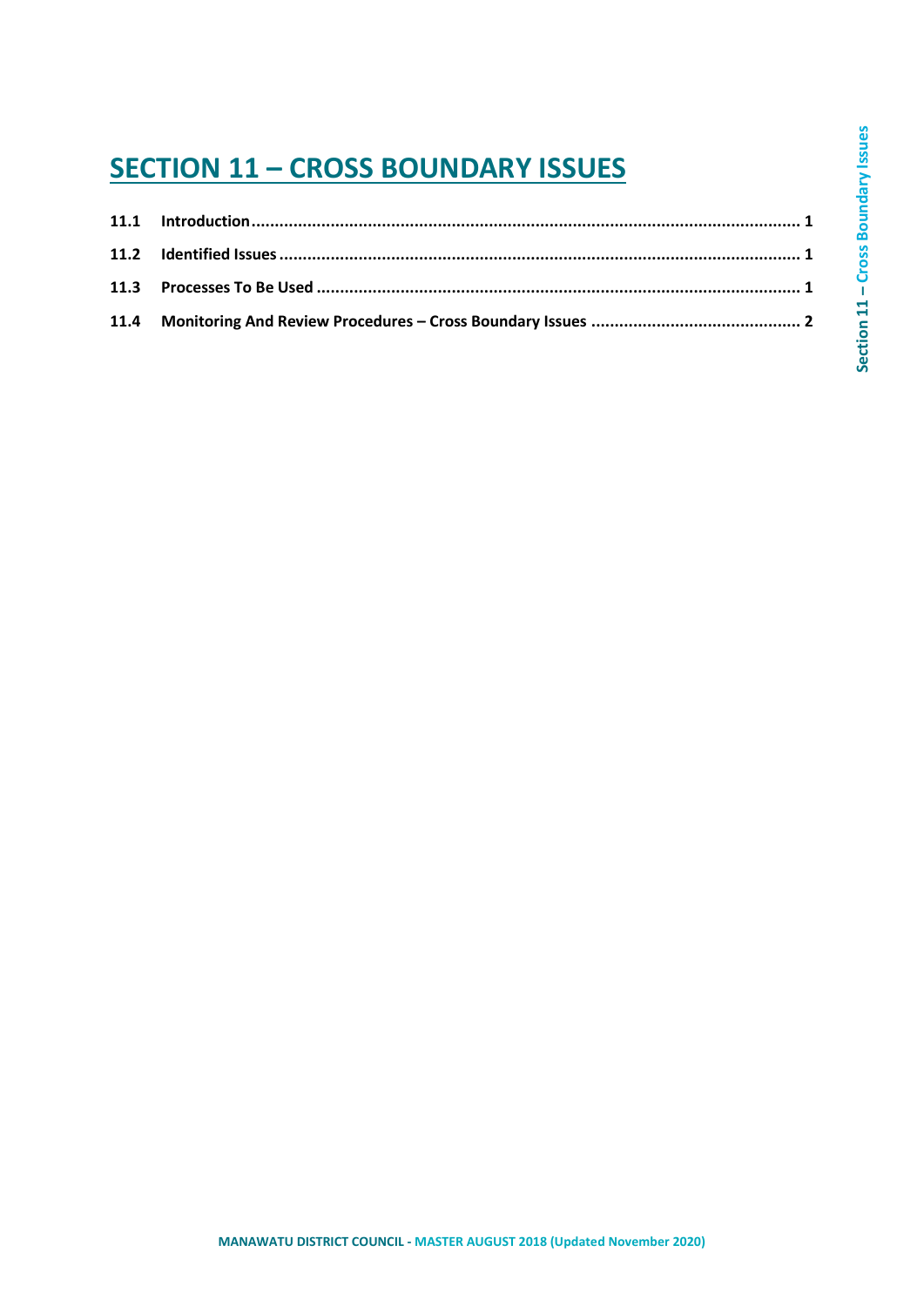# SECTION 11 – CROSS BOUNDARY ISSUES

**11.1 Introduction** .......................................................................................................... **1**

**11.2 Identified Issues** ......................................................................................................... **1**

**11.3 Processes To Be Used** ................................................................................................. **1**

**11.4 Monitoring And Review Procedures – Cross Boundary Issues** ........................................ **2**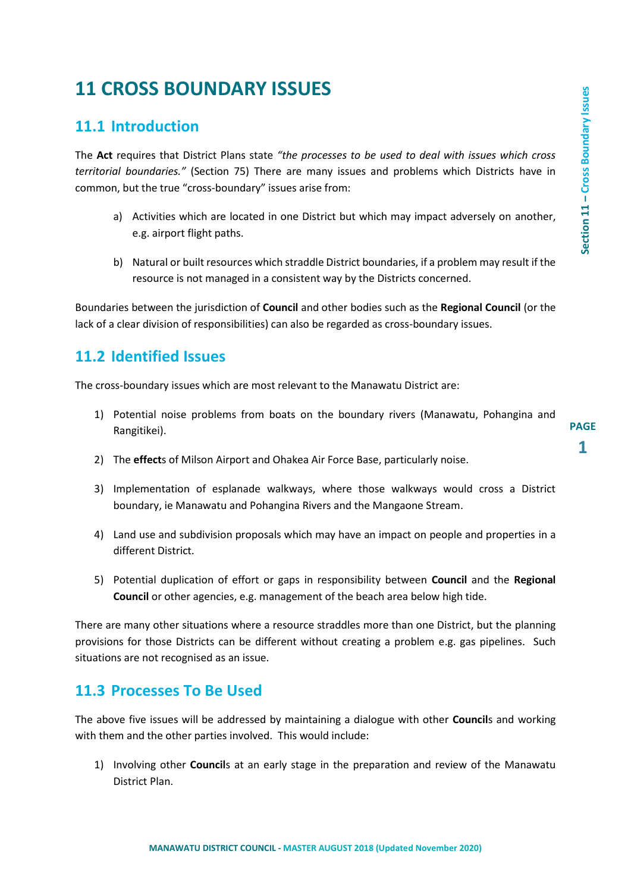# 11 CROSS BOUNDARY ISSUES

## 11.1 Introduction

The **Act** requires that District Plans state *"the processes to be used to deal with issues which cross territorial boundaries."* (Section 75) There are many issues and problems which Districts have in common, but the true "cross-boundary" issues arise from:

a) Activities which are located in one District but which may impact adversely on another, e.g. airport flight paths.

b) Natural or built resources which straddle District boundaries, if a problem may result if the resource is not managed in a consistent way by the Districts concerned.

Boundaries between the jurisdiction of **Council** and other bodies such as the **Regional Council** (or the lack of a clear division of responsibilities) can also be regarded as cross-boundary issues.

## 11.2 Identified Issues

The cross-boundary issues which are most relevant to the Manawatu District are:

1) Potential noise problems from boats on the boundary rivers (Manawatu, Pohangina and Rangitikei).

2) The **effect**s of Milson Airport and Ohakea Air Force Base, particularly noise.

3) Implementation of esplanade walkways, where those walkways would cross a District boundary, ie Manawatu and Pohangina Rivers and the Mangaone Stream.

4) Land use and subdivision proposals which may have an impact on people and properties in a different District.

5) Potential duplication of effort or gaps in responsibility between **Council** and the **Regional Council** or other agencies, e.g. management of the beach area below high tide.

There are many other situations where a resource straddles more than one District, but the planning provisions for those Districts can be different without creating a problem e.g. gas pipelines. Such situations are not recognised as an issue.

## 11.3 Processes To Be Used

The above five issues will be addressed by maintaining a dialogue with other **Council**s and working with them and the other parties involved. This would include:

1) Involving other **Council**s at an early stage in the preparation and review of the Manawatu District Plan.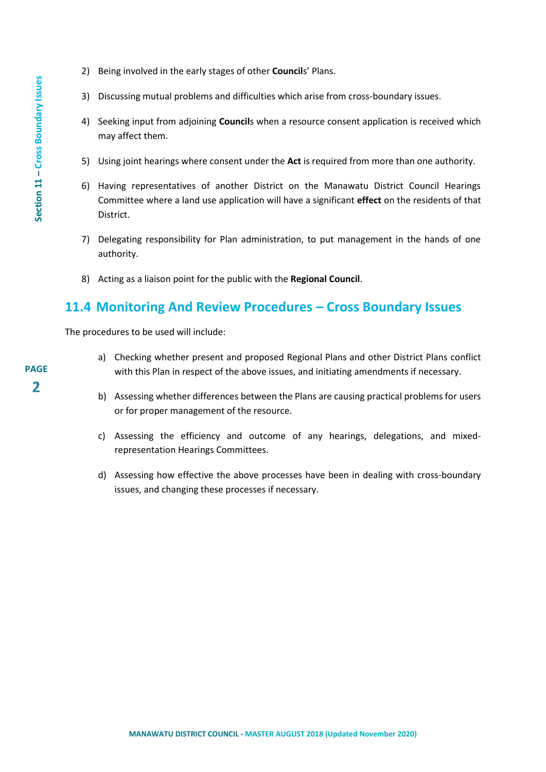2) Being involved in the early stages of other **Council**s' Plans.

3) Discussing mutual problems and difficulties which arise from cross-boundary issues.

4) Seeking input from adjoining **Council**s when a resource consent application is received which may affect them.

5) Using joint hearings where consent under the **Act** is required from more than one authority.

6) Having representatives of another District on the Manawatu District Council Hearings Committee where a land use application will have a significant **effect** on the residents of that District.

7) Delegating responsibility for Plan administration, to put management in the hands of one authority.

8) Acting as a liaison point for the public with the **Regional Council**.

## 11.4 Monitoring And Review Procedures – Cross Boundary Issues

The procedures to be used will include:

a) Checking whether present and proposed Regional Plans and other District Plans conflict with this Plan in respect of the above issues, and initiating amendments if necessary.

b) Assessing whether differences between the Plans are causing practical problems for users or for proper management of the resource.

c) Assessing the efficiency and outcome of any hearings, delegations, and mixed-representation Hearings Committees.

d) Assessing how effective the above processes have been in dealing with cross-boundary issues, and changing these processes if necessary.